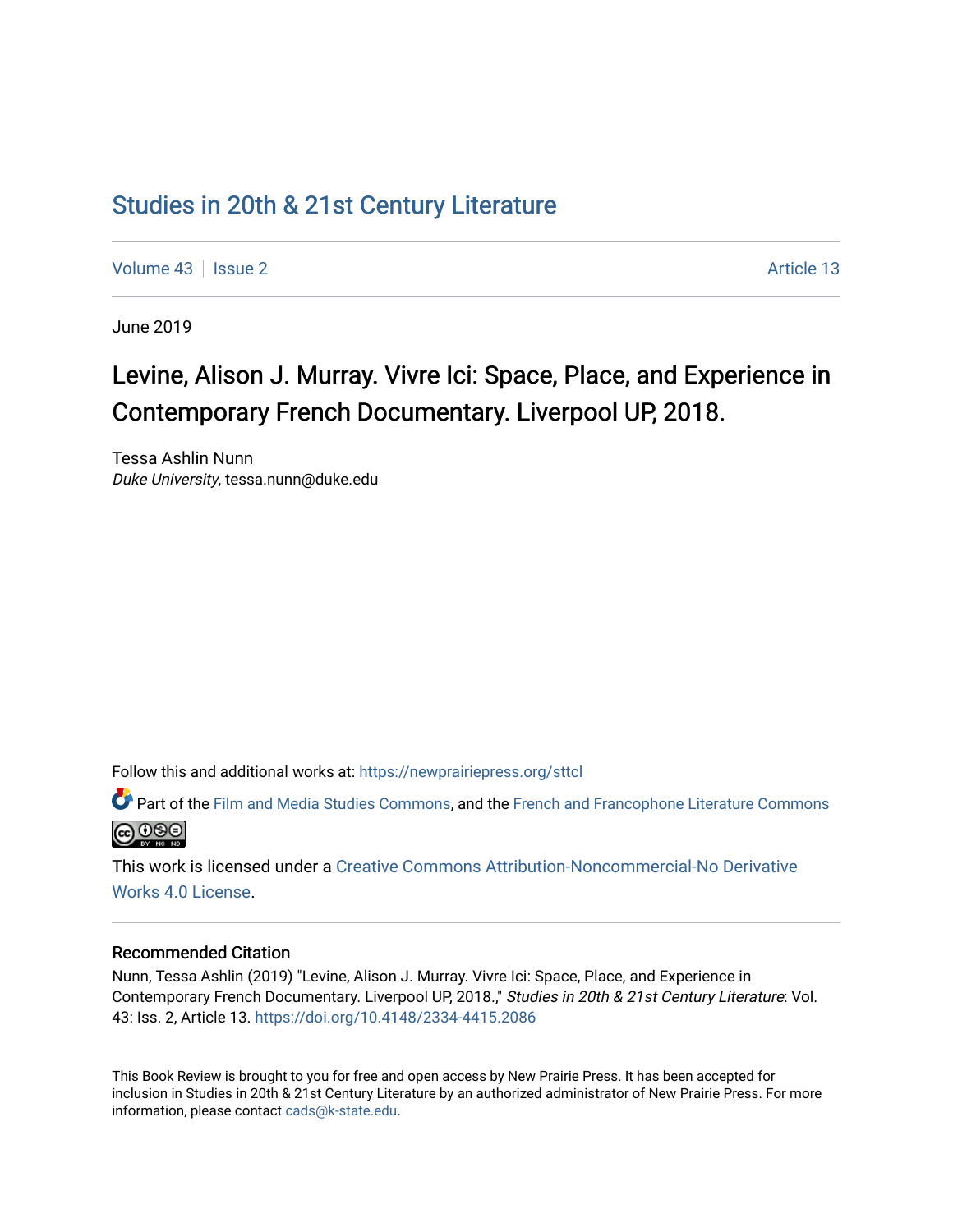# Studies in 20th & 21st Century Literature

Volume 43 | Issue 2 Article 13

June 2019

## Levine, Alison J. Murray. Vivre Ici: Space, Place, and Experience in Contemporary French Documentary. Liverpool UP, 2018.

Tessa Ashlin Nunn
*Duke University*, tessa.nunn@duke.edu

Follow this and additional works at: https://newprairiepress.org/sttcl

Part of the Film and Media Studies Commons, and the French and Francophone Literature Commons

This work is licensed under a Creative Commons Attribution-Noncommercial-No Derivative Works 4.0 License.

### Recommended Citation

Nunn, Tessa Ashlin (2019) "Levine, Alison J. Murray. Vivre Ici: Space, Place, and Experience in Contemporary French Documentary. Liverpool UP, 2018.," *Studies in 20th & 21st Century Literature*: Vol. 43: Iss. 2, Article 13. https://doi.org/10.4148/2334-4415.2086

This Book Review is brought to you for free and open access by New Prairie Press. It has been accepted for inclusion in Studies in 20th & 21st Century Literature by an authorized administrator of New Prairie Press. For more information, please contact cads@k-state.edu.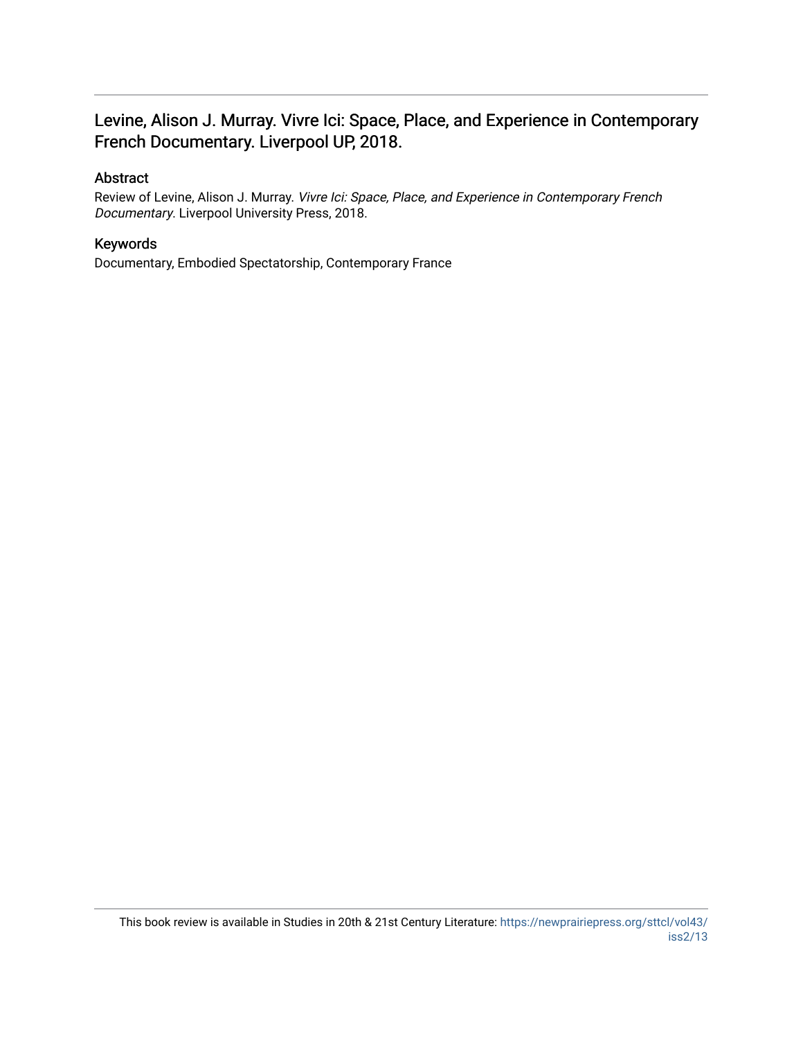## Levine, Alison J. Murray. Vivre Ici: Space, Place, and Experience in Contemporary French Documentary. Liverpool UP, 2018.

### Abstract

Review of Levine, Alison J. Murray. *Vivre Ici: Space, Place, and Experience in Contemporary French Documentary*. Liverpool University Press, 2018.

### Keywords

Documentary, Embodied Spectatorship, Contemporary France

This book review is available in Studies in 20th & 21st Century Literature: https://newprairiepress.org/sttcl/vol43/iss2/13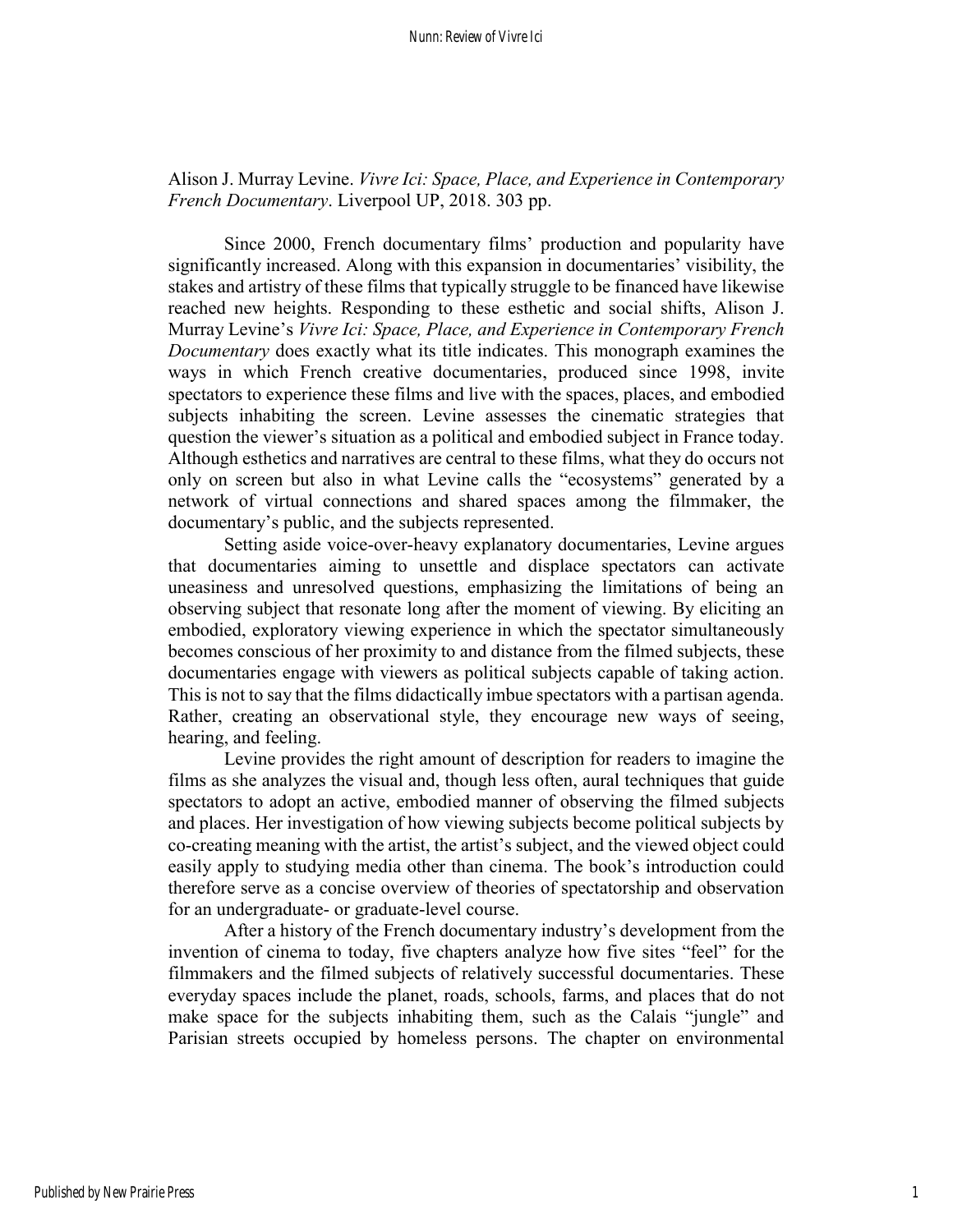Alison J. Murray Levine. *Vivre Ici: Space, Place, and Experience in Contemporary French Documentary*. Liverpool UP, 2018. 303 pp.

Since 2000, French documentary films' production and popularity have significantly increased. Along with this expansion in documentaries' visibility, the stakes and artistry of these films that typically struggle to be financed have likewise reached new heights. Responding to these esthetic and social shifts, Alison J. Murray Levine's *Vivre Ici: Space, Place, and Experience in Contemporary French Documentary* does exactly what its title indicates. This monograph examines the ways in which French creative documentaries, produced since 1998, invite spectators to experience these films and live with the spaces, places, and embodied subjects inhabiting the screen. Levine assesses the cinematic strategies that question the viewer's situation as a political and embodied subject in France today. Although esthetics and narratives are central to these films, what they do occurs not only on screen but also in what Levine calls the "ecosystems" generated by a network of virtual connections and shared spaces among the filmmaker, the documentary's public, and the subjects represented.

Setting aside voice-over-heavy explanatory documentaries, Levine argues that documentaries aiming to unsettle and displace spectators can activate uneasiness and unresolved questions, emphasizing the limitations of being an observing subject that resonate long after the moment of viewing. By eliciting an embodied, exploratory viewing experience in which the spectator simultaneously becomes conscious of her proximity to and distance from the filmed subjects, these documentaries engage with viewers as political subjects capable of taking action. This is not to say that the films didactically imbue spectators with a partisan agenda. Rather, creating an observational style, they encourage new ways of seeing, hearing, and feeling.

Levine provides the right amount of description for readers to imagine the films as she analyzes the visual and, though less often, aural techniques that guide spectators to adopt an active, embodied manner of observing the filmed subjects and places. Her investigation of how viewing subjects become political subjects by co-creating meaning with the artist, the artist's subject, and the viewed object could easily apply to studying media other than cinema. The book's introduction could therefore serve as a concise overview of theories of spectatorship and observation for an undergraduate- or graduate-level course.

After a history of the French documentary industry's development from the invention of cinema to today, five chapters analyze how five sites "feel" for the filmmakers and the filmed subjects of relatively successful documentaries. These everyday spaces include the planet, roads, schools, farms, and places that do not make space for the subjects inhabiting them, such as the Calais "jungle" and Parisian streets occupied by homeless persons. The chapter on environmental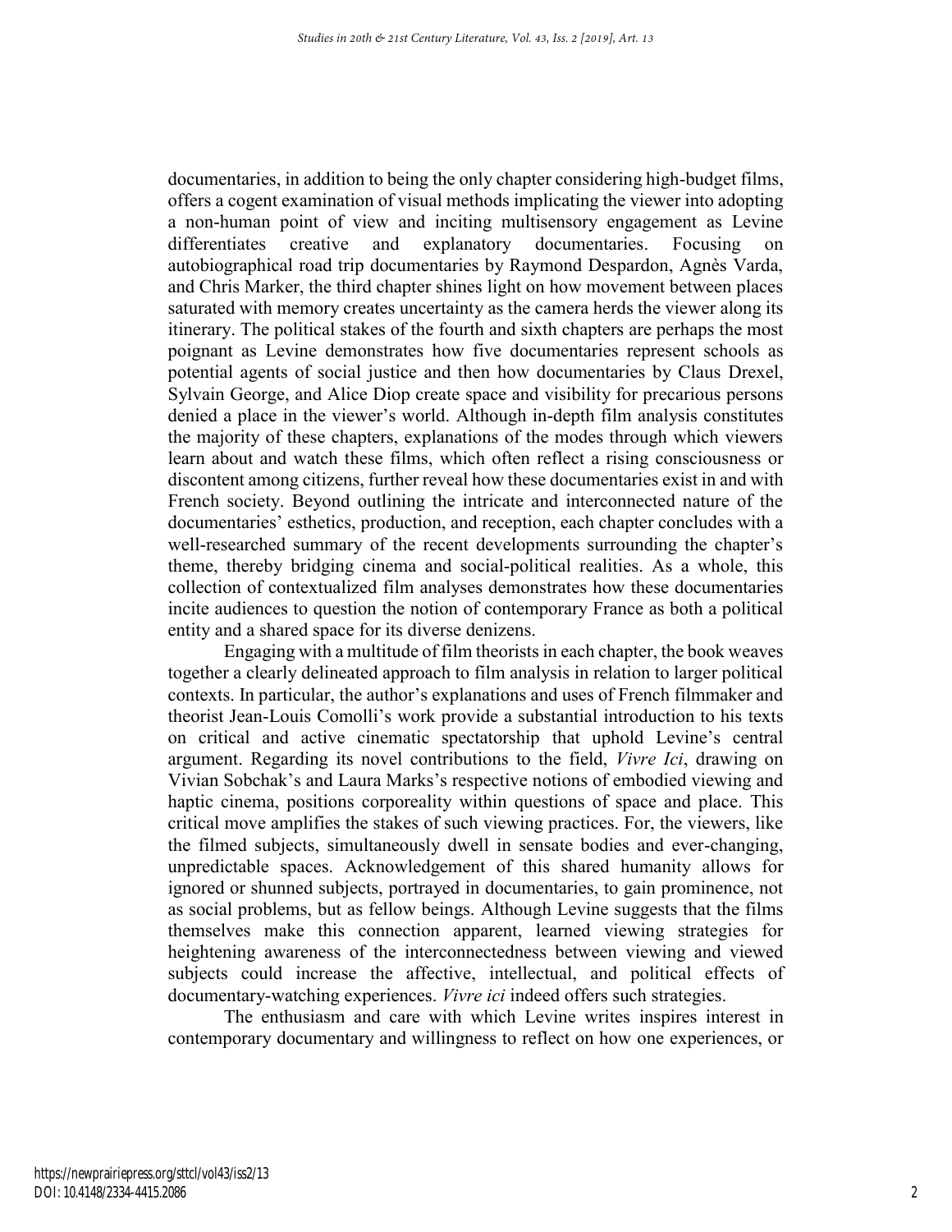documentaries, in addition to being the only chapter considering high-budget films, offers a cogent examination of visual methods implicating the viewer into adopting a non-human point of view and inciting multisensory engagement as Levine differentiates creative and explanatory documentaries. Focusing on autobiographical road trip documentaries by Raymond Despardon, Agnès Varda, and Chris Marker, the third chapter shines light on how movement between places saturated with memory creates uncertainty as the camera herds the viewer along its itinerary. The political stakes of the fourth and sixth chapters are perhaps the most poignant as Levine demonstrates how five documentaries represent schools as potential agents of social justice and then how documentaries by Claus Drexel, Sylvain George, and Alice Diop create space and visibility for precarious persons denied a place in the viewer's world. Although in-depth film analysis constitutes the majority of these chapters, explanations of the modes through which viewers learn about and watch these films, which often reflect a rising consciousness or discontent among citizens, further reveal how these documentaries exist in and with French society. Beyond outlining the intricate and interconnected nature of the documentaries' esthetics, production, and reception, each chapter concludes with a well-researched summary of the recent developments surrounding the chapter's theme, thereby bridging cinema and social-political realities. As a whole, this collection of contextualized film analyses demonstrates how these documentaries incite audiences to question the notion of contemporary France as both a political entity and a shared space for its diverse denizens.

Engaging with a multitude of film theorists in each chapter, the book weaves together a clearly delineated approach to film analysis in relation to larger political contexts. In particular, the author's explanations and uses of French filmmaker and theorist Jean-Louis Comolli's work provide a substantial introduction to his texts on critical and active cinematic spectatorship that uphold Levine's central argument. Regarding its novel contributions to the field, *Vivre Ici*, drawing on Vivian Sobchak's and Laura Marks's respective notions of embodied viewing and haptic cinema, positions corporeality within questions of space and place. This critical move amplifies the stakes of such viewing practices. For, the viewers, like the filmed subjects, simultaneously dwell in sensate bodies and ever-changing, unpredictable spaces. Acknowledgement of this shared humanity allows for ignored or shunned subjects, portrayed in documentaries, to gain prominence, not as social problems, but as fellow beings. Although Levine suggests that the films themselves make this connection apparent, learned viewing strategies for heightening awareness of the interconnectedness between viewing and viewed subjects could increase the affective, intellectual, and political effects of documentary-watching experiences. *Vivre ici* indeed offers such strategies.

The enthusiasm and care with which Levine writes inspires interest in contemporary documentary and willingness to reflect on how one experiences, or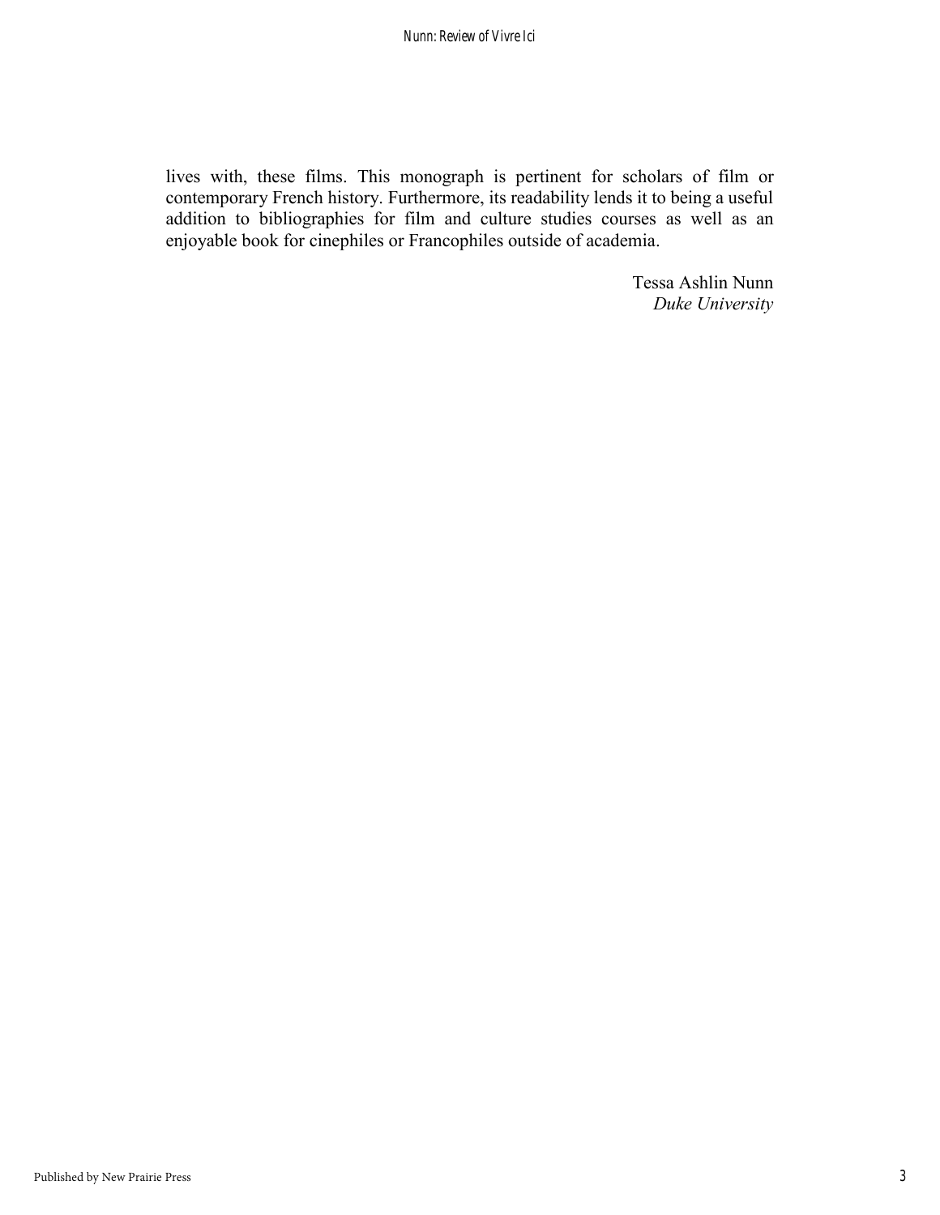lives with, these films. This monograph is pertinent for scholars of film or contemporary French history. Furthermore, its readability lends it to being a useful addition to bibliographies for film and culture studies courses as well as an enjoyable book for cinephiles or Francophiles outside of academia.

Tessa Ashlin Nunn  
*Duke University*